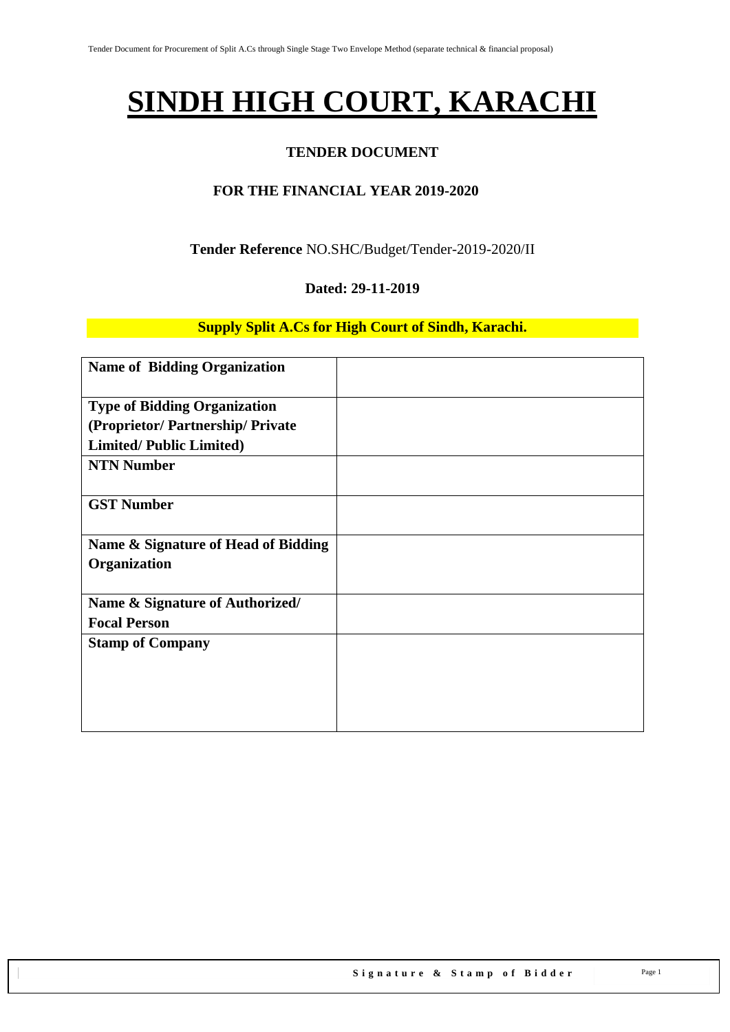# SINDH HIGH COURT, KARACHI

## TENDER DOCUMENT

### FOR THE FINANCIAL YEAR 2019-2020

**Tender Reference** NO.SHC/Budget/Tender-2019-2020/II

**Dated: 29-11-2019**

**Supply Split A.Cs for High Court of Sindh, Karachi.**

| **Name of Bidding Organization** | |
|---|---|
| **Type of Bidding Organization (Proprietor/ Partnership/ Private Limited/ Public Limited)** | |
| **NTN Number** | |
| **GST Number** | |
| **Name & Signature of Head of Bidding Organization** | |
| **Name & Signature of Authorized/ Focal Person** | |
| **Stamp of Company** | |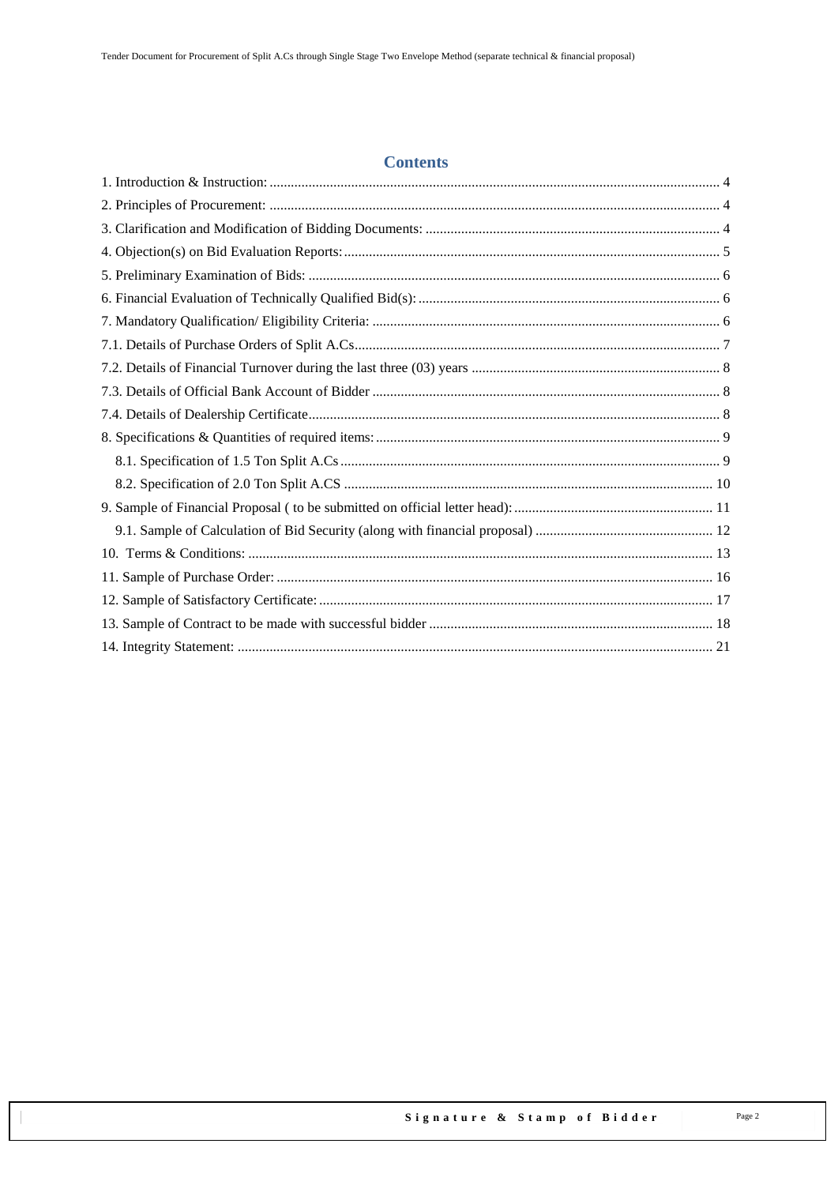## Contents

1. Introduction & Instruction: 4
2. Principles of Procurement: 4
3. Clarification and Modification of Bidding Documents: 4
4. Objection(s) on Bid Evaluation Reports: 5
5. Preliminary Examination of Bids: 6
6. Financial Evaluation of Technically Qualified Bid(s): 6
7. Mandatory Qualification/ Eligibility Criteria: 6
7.1. Details of Purchase Orders of Split A.Cs 7
7.2. Details of Financial Turnover during the last three (03) years 8
7.3. Details of Official Bank Account of Bidder 8
7.4. Details of Dealership Certificate 8
8. Specifications & Quantities of required items: 9
   - 8.1. Specification of 1.5 Ton Split A.Cs 9
   - 8.2. Specification of 2.0 Ton Split A.CS 10
9. Sample of Financial Proposal ( to be submitted on official letter head): 11
   - 9.1. Sample of Calculation of Bid Security (along with financial proposal) 12
10. Terms & Conditions: 13
11. Sample of Purchase Order: 16
12. Sample of Satisfactory Certificate: 17
13. Sample of Contract to be made with successful bidder 18
14. Integrity Statement: 21

Signature & Stamp of Bidder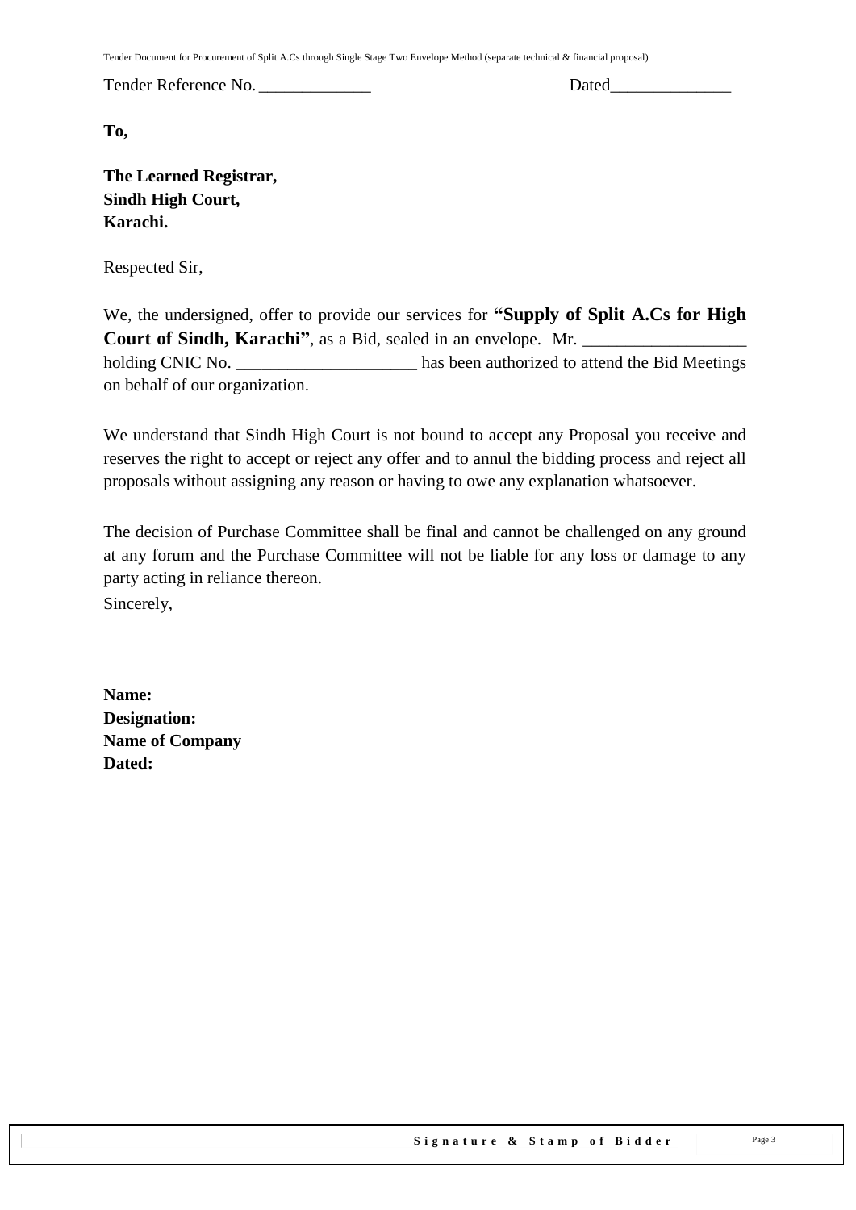Tender Reference No. _____________ Dated______________

**To,**

**The Learned Registrar,**
**Sindh High Court,**
**Karachi.**

Respected Sir,

We, the undersigned, offer to provide our services for **"Supply of Split A.Cs for High Court of Sindh, Karachi"**, as a Bid, sealed in an envelope. Mr. ___________________ holding CNIC No. _____________________ has been authorized to attend the Bid Meetings on behalf of our organization.

We understand that Sindh High Court is not bound to accept any Proposal you receive and reserves the right to accept or reject any offer and to annul the bidding process and reject all proposals without assigning any reason or having to owe any explanation whatsoever.

The decision of Purchase Committee shall be final and cannot be challenged on any ground at any forum and the Purchase Committee will not be liable for any loss or damage to any party acting in reliance thereon.

Sincerely,

**Name:**
**Designation:**
**Name of Company**
**Dated:**

**Signature & Stamp of Bidder**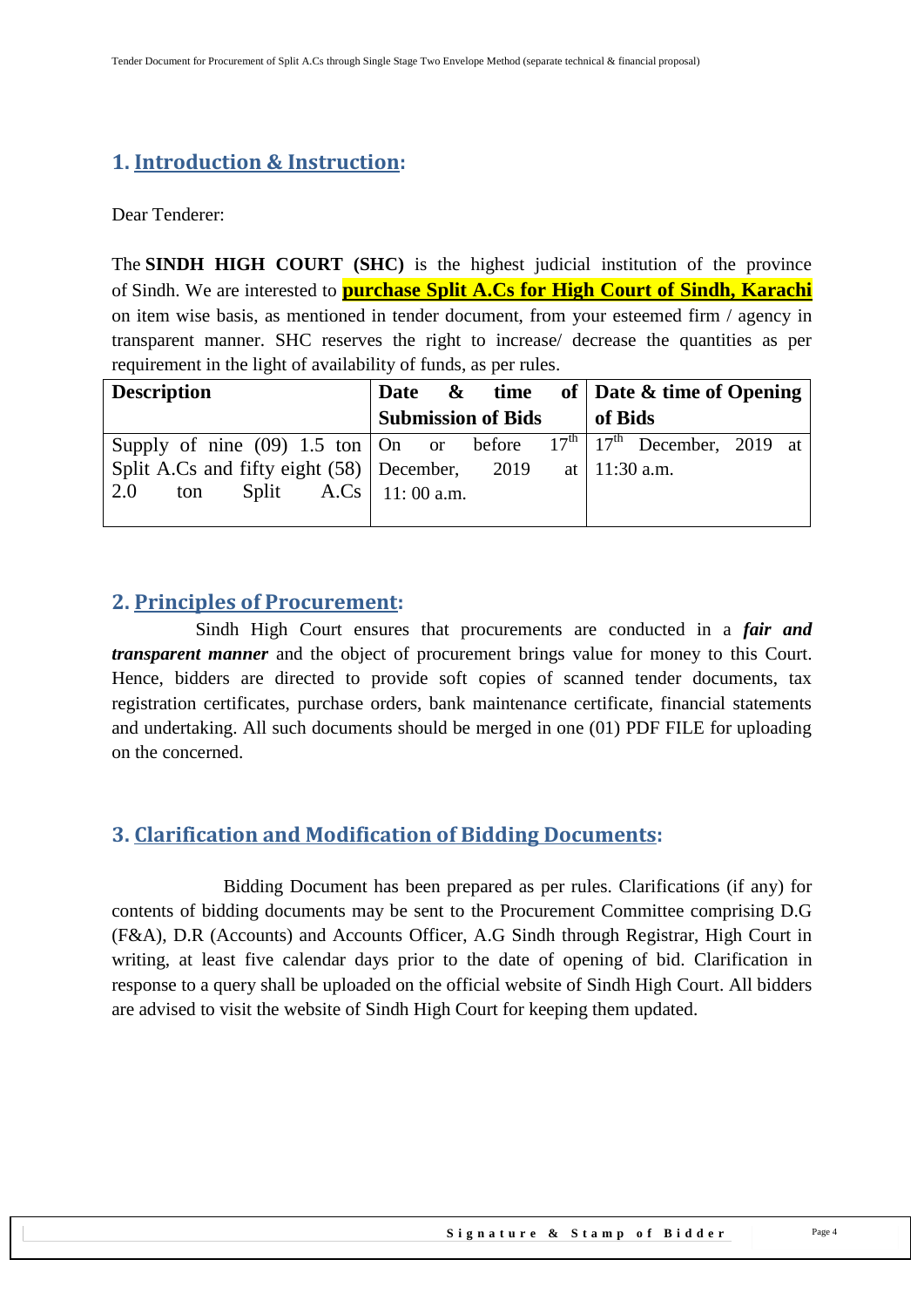## 1. Introduction & Instruction:

Dear Tenderer:

The **SINDH HIGH COURT (SHC)** is the highest judicial institution of the province of Sindh. We are interested to **purchase Split A.Cs for High Court of Sindh, Karachi** on item wise basis, as mentioned in tender document, from your esteemed firm / agency in transparent manner. SHC reserves the right to increase/ decrease the quantities as per requirement in the light of availability of funds, as per rules.

| Description | Date & time of Submission of Bids | Date & time of Opening of Bids |
|---|---|---|
| Supply of nine (09) 1.5 ton Split A.Cs and fifty eight (58) 2.0 ton Split A.Cs | On or before 17th December, 2019 at 11: 00 a.m. | 17th December, 2019 at 11:30 a.m. |

## 2. Principles of Procurement:

Sindh High Court ensures that procurements are conducted in a ***fair and transparent manner*** and the object of procurement brings value for money to this Court. Hence, bidders are directed to provide soft copies of scanned tender documents, tax registration certificates, purchase orders, bank maintenance certificate, financial statements and undertaking. All such documents should be merged in one (01) PDF FILE for uploading on the concerned.

## 3. Clarification and Modification of Bidding Documents:

Bidding Document has been prepared as per rules. Clarifications (if any) for contents of bidding documents may be sent to the Procurement Committee comprising D.G (F&A), D.R (Accounts) and Accounts Officer, A.G Sindh through Registrar, High Court in writing, at least five calendar days prior to the date of opening of bid. Clarification in response to a query shall be uploaded on the official website of Sindh High Court. All bidders are advised to visit the website of Sindh High Court for keeping them updated.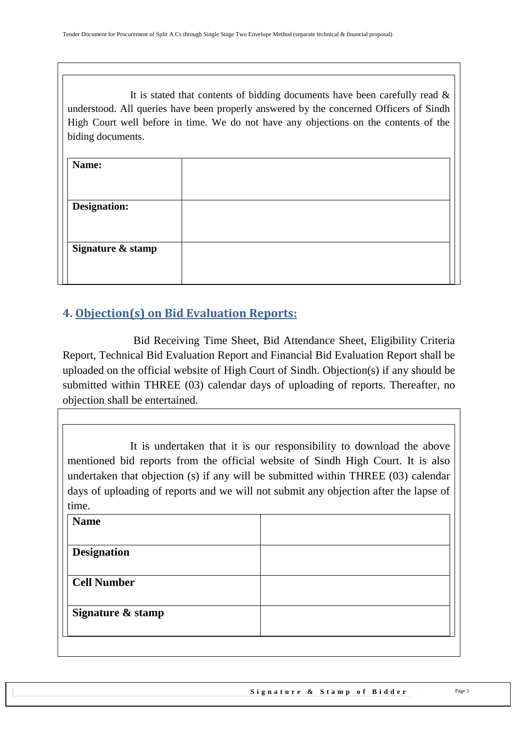It is stated that contents of bidding documents have been carefully read & understood. All queries have been properly answered by the concerned Officers of Sindh High Court well before in time. We do not have any objections on the contents of the biding documents.

| | |
|---|---|
| **Name:** | |
| **Designation:** | |
| **Signature & stamp** | |

## 4. Objection(s) on Bid Evaluation Reports:

Bid Receiving Time Sheet, Bid Attendance Sheet, Eligibility Criteria Report, Technical Bid Evaluation Report and Financial Bid Evaluation Report shall be uploaded on the official website of High Court of Sindh. Objection(s) if any should be submitted within THREE (03) calendar days of uploading of reports. Thereafter, no objection shall be entertained.

It is undertaken that it is our responsibility to download the above mentioned bid reports from the official website of Sindh High Court. It is also undertaken that objection (s) if any will be submitted within THREE (03) calendar days of uploading of reports and we will not submit any objection after the lapse of time.

| | |
|---|---|
| **Name** | |
| **Designation** | |
| **Cell Number** | |
| **Signature & stamp** | |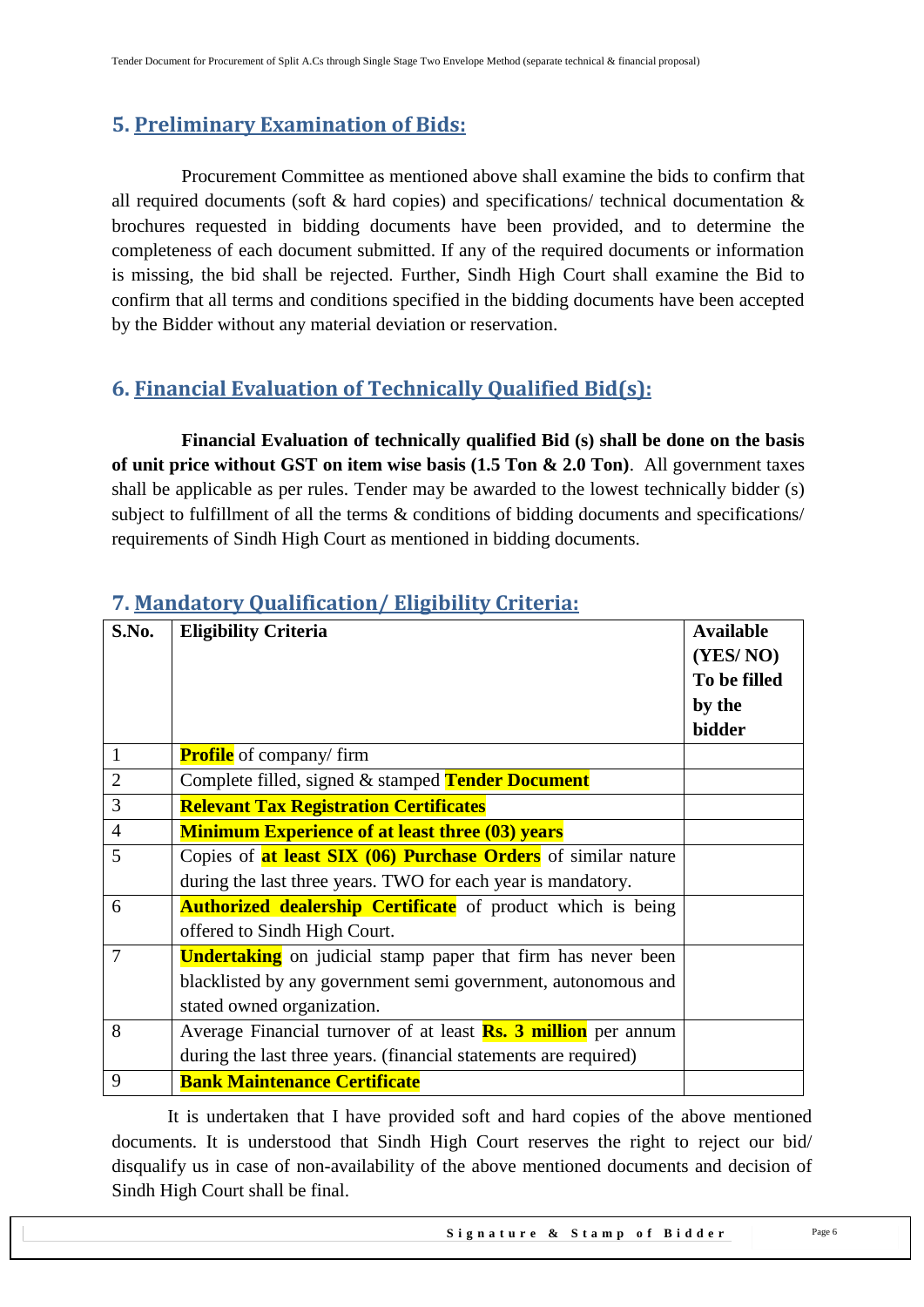## 5. Preliminary Examination of Bids:

Procurement Committee as mentioned above shall examine the bids to confirm that all required documents (soft & hard copies) and specifications/ technical documentation & brochures requested in bidding documents have been provided, and to determine the completeness of each document submitted. If any of the required documents or information is missing, the bid shall be rejected. Further, Sindh High Court shall examine the Bid to confirm that all terms and conditions specified in the bidding documents have been accepted by the Bidder without any material deviation or reservation.

## 6. Financial Evaluation of Technically Qualified Bid(s):

**Financial Evaluation of technically qualified Bid (s) shall be done on the basis of unit price without GST on item wise basis (1.5 Ton & 2.0 Ton)**. All government taxes shall be applicable as per rules. Tender may be awarded to the lowest technically bidder (s) subject to fulfillment of all the terms & conditions of bidding documents and specifications/ requirements of Sindh High Court as mentioned in bidding documents.

## 7. Mandatory Qualification/ Eligibility Criteria:

| S.No. | Eligibility Criteria | Available (YES/ NO) To be filled by the bidder |
|---|---|---|
| 1 | **Profile** of company/ firm | |
| 2 | Complete filled, signed & stamped **Tender Document** | |
| 3 | **Relevant Tax Registration Certificates** | |
| 4 | **Minimum Experience of at least three (03) years** | |
| 5 | Copies of **at least SIX (06) Purchase Orders** of similar nature during the last three years. TWO for each year is mandatory. | |
| 6 | **Authorized dealership Certificate** of product which is being offered to Sindh High Court. | |
| 7 | **Undertaking** on judicial stamp paper that firm has never been blacklisted by any government semi government, autonomous and stated owned organization. | |
| 8 | Average Financial turnover of at least **Rs. 3 million** per annum during the last three years. (financial statements are required) | |
| 9 | **Bank Maintenance Certificate** | |

It is undertaken that I have provided soft and hard copies of the above mentioned documents. It is understood that Sindh High Court reserves the right to reject our bid/ disqualify us in case of non-availability of the above mentioned documents and decision of Sindh High Court shall be final.

**Signature & Stamp of Bidder**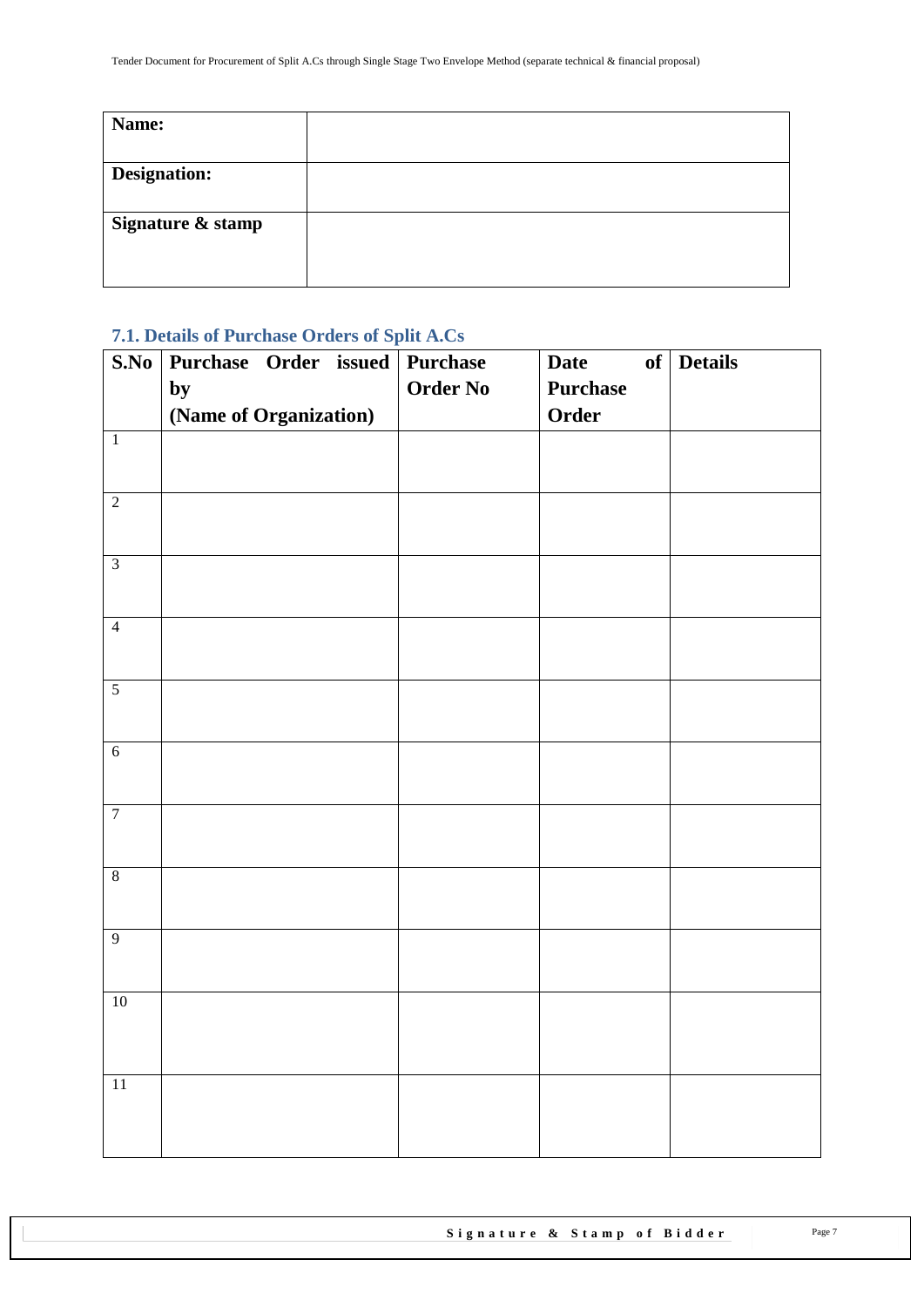| Name: | |
|---|---|
| Designation: | |
| Signature & stamp | |

### 7.1. Details of Purchase Orders of Split A.Cs

| S.No | Purchase Order issued by (Name of Organization) | Purchase Order No | Date of Purchase Order | Details |
|---|---|---|---|---|
| 1 | | | | |
| 2 | | | | |
| 3 | | | | |
| 4 | | | | |
| 5 | | | | |
| 6 | | | | |
| 7 | | | | |
| 8 | | | | |
| 9 | | | | |
| 10 | | | | |
| 11 | | | | |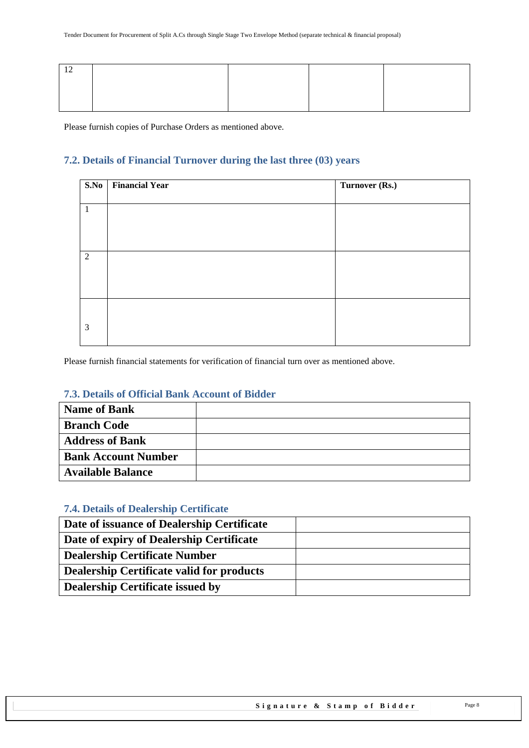| 12 | | | | |
|---|---|---|---|---|

Please furnish copies of Purchase Orders as mentioned above.

## 7.2. Details of Financial Turnover during the last three (03) years

| S.No | Financial Year | Turnover (Rs.) |
|---|---|---|
| 1 | | |
| 2 | | |
| 3 | | |

Please furnish financial statements for verification of financial turn over as mentioned above.

## 7.3. Details of Official Bank Account of Bidder

| | |
|---|---|
| **Name of Bank** | |
| **Branch Code** | |
| **Address of Bank** | |
| **Bank Account Number** | |
| **Available Balance** | |

## 7.4. Details of Dealership Certificate

| | |
|---|---|
| **Date of issuance of Dealership Certificate** | |
| **Date of expiry of Dealership Certificate** | |
| **Dealership Certificate Number** | |
| **Dealership Certificate valid for products** | |
| **Dealership Certificate issued by** | |

**Signature & Stamp of Bidder**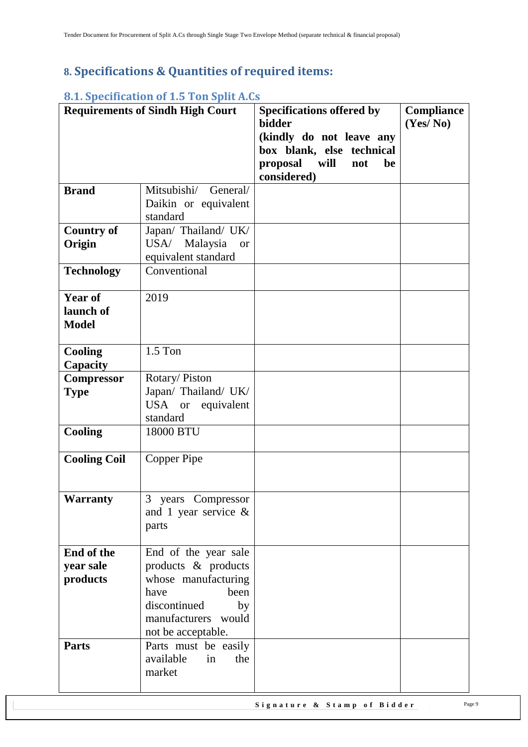## 8. Specifications & Quantities of required items:

### 8.1. Specification of 1.5 Ton Split A.Cs

| Requirements of Sindh High Court | | Specifications offered by bidder (kindly do not leave any box blank, else technical proposal will not be considered) | Compliance (Yes/ No) |
|---|---|---|---|
| **Brand** | Mitsubishi/ General/ Daikin or equivalent standard | | |
| **Country of Origin** | Japan/ Thailand/ UK/ USA/ Malaysia or equivalent standard | | |
| **Technology** | Conventional | | |
| **Year of launch of Model** | 2019 | | |
| **Cooling Capacity** | 1.5 Ton | | |
| **Compressor Type** | Rotary/ Piston Japan/ Thailand/ UK/ USA or equivalent standard | | |
| **Cooling** | 18000 BTU | | |
| **Cooling Coil** | Copper Pipe | | |
| **Warranty** | 3 years Compressor and 1 year service & parts | | |
| **End of the year sale products** | End of the year sale products & products whose manufacturing have been discontinued by manufacturers would not be acceptable. | | |
| **Parts** | Parts must be easily available in the market | | |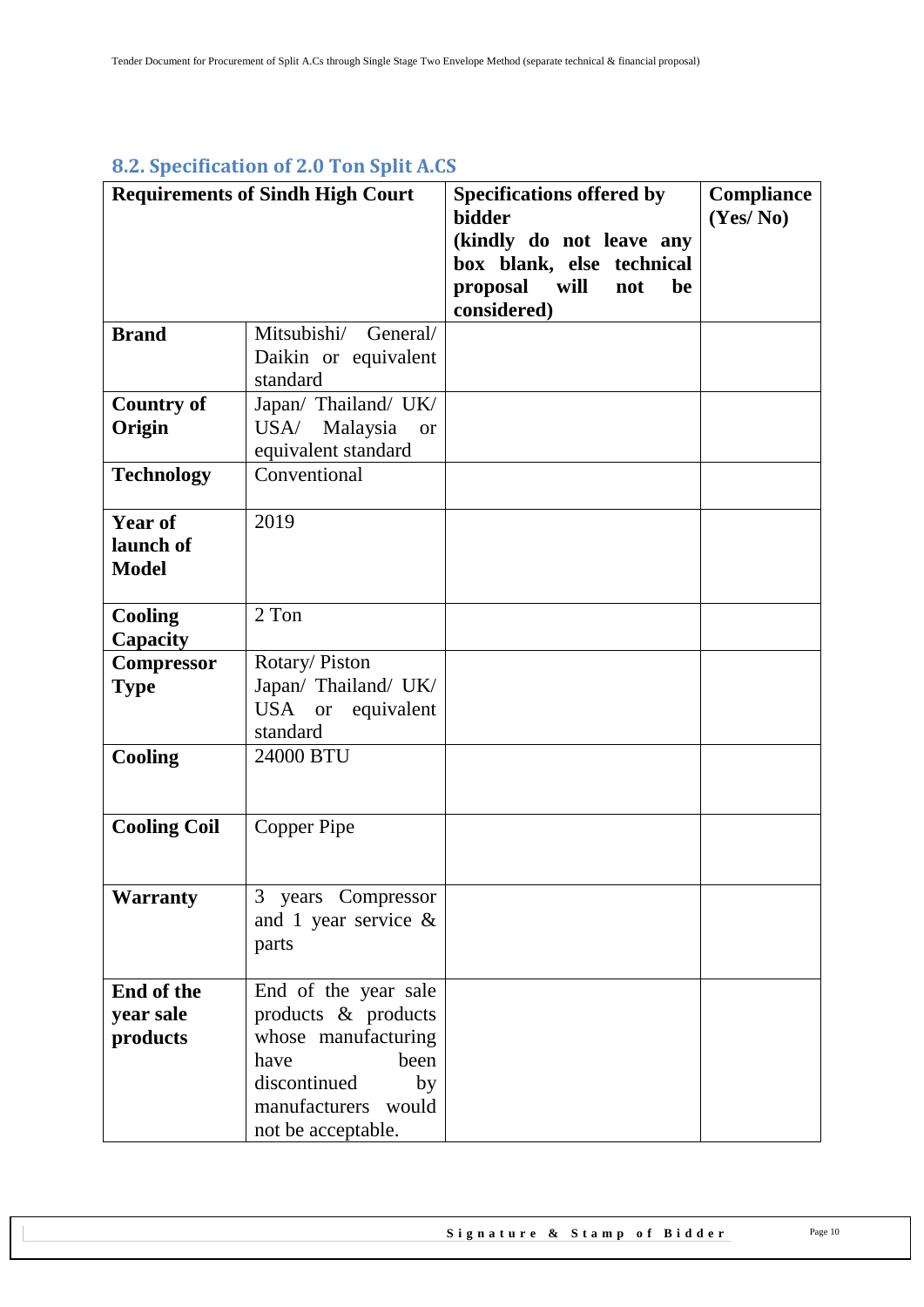## 8.2. Specification of 2.0 Ton Split A.CS

| Requirements of Sindh High Court | | Specifications offered by bidder (kindly do not leave any box blank, else technical proposal will not be considered) | Compliance (Yes/ No) |
|---|---|---|---|
| **Brand** | Mitsubishi/ General/ Daikin or equivalent standard | | |
| **Country of Origin** | Japan/ Thailand/ UK/ USA/ Malaysia or equivalent standard | | |
| **Technology** | Conventional | | |
| **Year of launch of Model** | 2019 | | |
| **Cooling Capacity** | 2 Ton | | |
| **Compressor Type** | Rotary/ Piston Japan/ Thailand/ UK/ USA or equivalent standard | | |
| **Cooling** | 24000 BTU | | |
| **Cooling Coil** | Copper Pipe | | |
| **Warranty** | 3 years Compressor and 1 year service & parts | | |
| **End of the year sale products** | End of the year sale products & products whose manufacturing have been discontinued by manufacturers would not be acceptable. | | |

**Signature & Stamp of Bidder**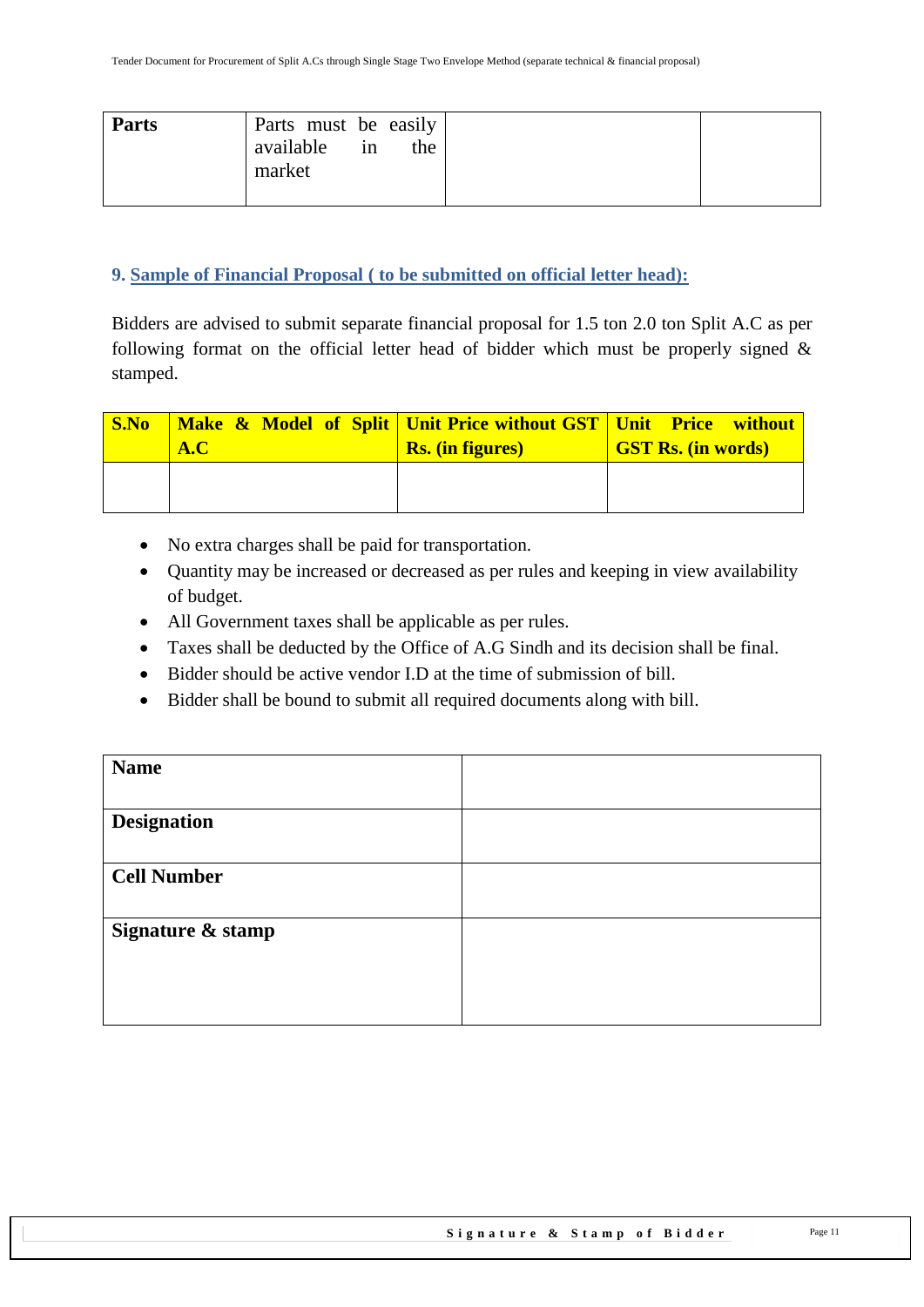| Parts | Parts must be easily available in the market | | |
|---|---|---|---|

## 9. Sample of Financial Proposal ( to be submitted on official letter head):

Bidders are advised to submit separate financial proposal for 1.5 ton 2.0 ton Split A.C as per following format on the official letter head of bidder which must be properly signed & stamped.

| S.No | Make & Model of Split A.C | Unit Price without GST Rs. (in figures) | Unit Price without GST Rs. (in words) |
|---|---|---|---|
| | | | |

- No extra charges shall be paid for transportation.
- Quantity may be increased or decreased as per rules and keeping in view availability of budget.
- All Government taxes shall be applicable as per rules.
- Taxes shall be deducted by the Office of A.G Sindh and its decision shall be final.
- Bidder should be active vendor I.D at the time of submission of bill.
- Bidder shall be bound to submit all required documents along with bill.

| **Name** | |
|---|---|
| **Designation** | |
| **Cell Number** | |
| **Signature & stamp** | |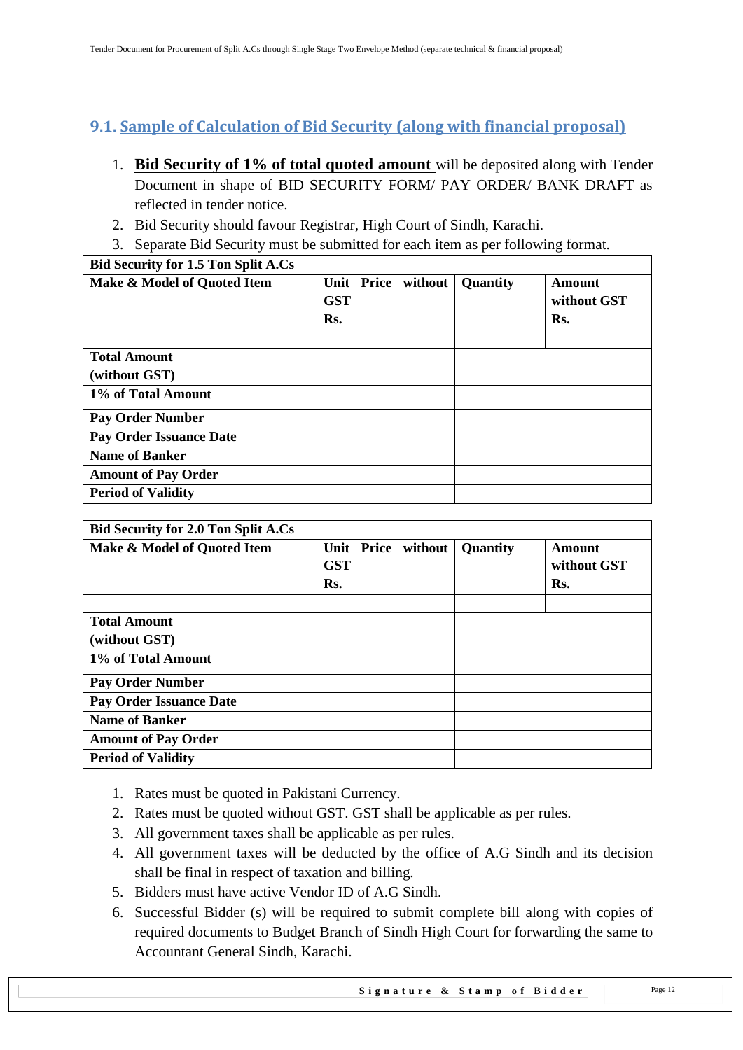## 9.1. Sample of Calculation of Bid Security (along with financial proposal)

1. **Bid Security of 1% of total quoted amount** will be deposited along with Tender Document in shape of BID SECURITY FORM/ PAY ORDER/ BANK DRAFT as reflected in tender notice.
2. Bid Security should favour Registrar, High Court of Sindh, Karachi.
3. Separate Bid Security must be submitted for each item as per following format.

| **Bid Security for 1.5 Ton Split A.Cs** | | | |
|---|---|---|---|
| **Make & Model of Quoted Item** | **Unit Price without GST Rs.** | **Quantity** | **Amount without GST Rs.** |
| | | | |
| **Total Amount (without GST)** | | | |
| **1% of Total Amount** | | | |
| **Pay Order Number** | | | |
| **Pay Order Issuance Date** | | | |
| **Name of Banker** | | | |
| **Amount of Pay Order** | | | |
| **Period of Validity** | | | |

| **Bid Security for 2.0 Ton Split A.Cs** | | | |
|---|---|---|---|
| **Make & Model of Quoted Item** | **Unit Price without GST Rs.** | **Quantity** | **Amount without GST Rs.** |
| | | | |
| **Total Amount (without GST)** | | | |
| **1% of Total Amount** | | | |
| **Pay Order Number** | | | |
| **Pay Order Issuance Date** | | | |
| **Name of Banker** | | | |
| **Amount of Pay Order** | | | |
| **Period of Validity** | | | |

1. Rates must be quoted in Pakistani Currency.
2. Rates must be quoted without GST. GST shall be applicable as per rules.
3. All government taxes shall be applicable as per rules.
4. All government taxes will be deducted by the office of A.G Sindh and its decision shall be final in respect of taxation and billing.
5. Bidders must have active Vendor ID of A.G Sindh.
6. Successful Bidder (s) will be required to submit complete bill along with copies of required documents to Budget Branch of Sindh High Court for forwarding the same to Accountant General Sindh, Karachi.

**Signature & Stamp of Bidder**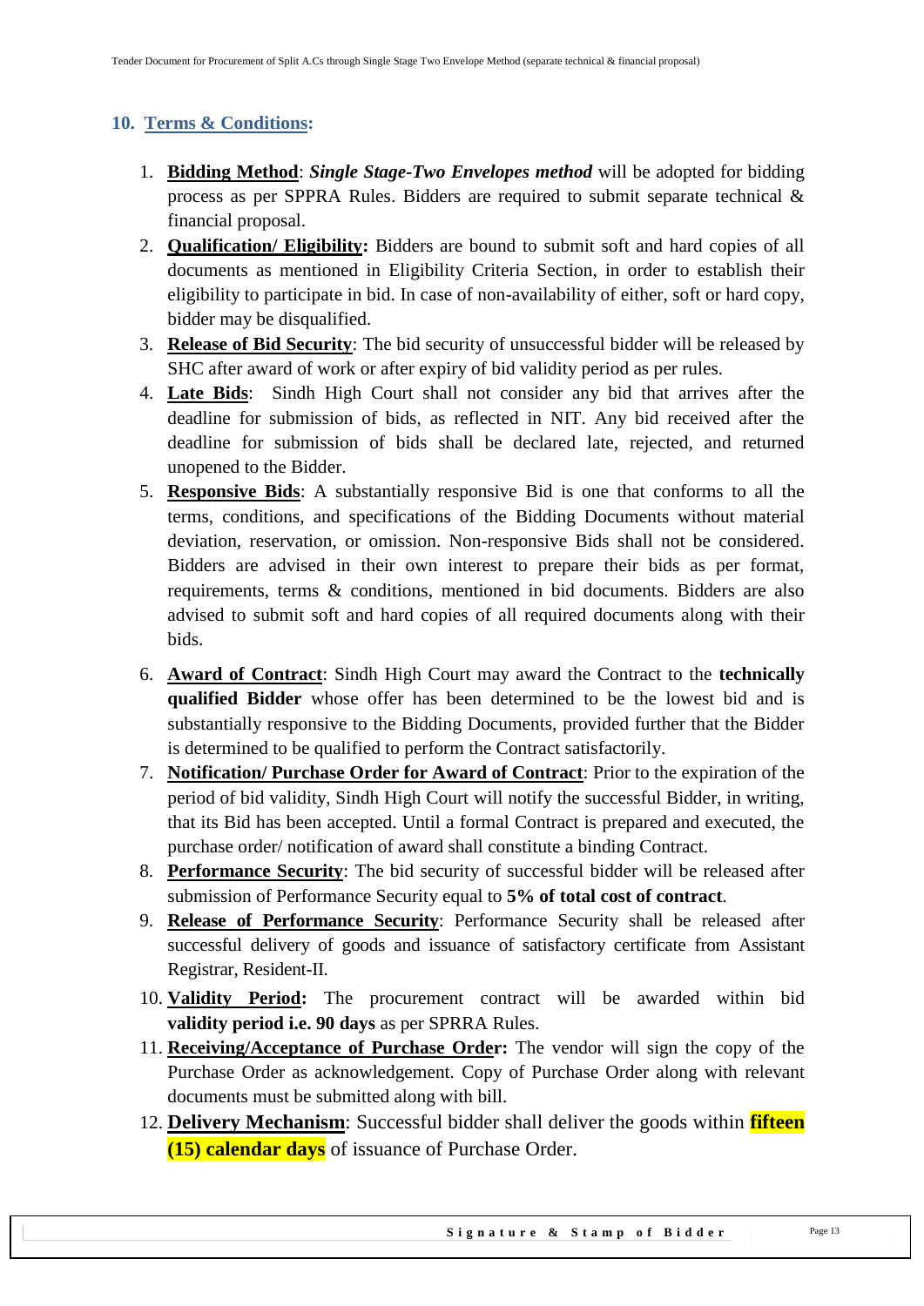## 10. Terms & Conditions:

1. **Bidding Method**: ***Single Stage-Two Envelopes method*** will be adopted for bidding process as per SPPRA Rules. Bidders are required to submit separate technical & financial proposal.
2. **Qualification/ Eligibility:** Bidders are bound to submit soft and hard copies of all documents as mentioned in Eligibility Criteria Section, in order to establish their eligibility to participate in bid. In case of non-availability of either, soft or hard copy, bidder may be disqualified.
3. **Release of Bid Security**: The bid security of unsuccessful bidder will be released by SHC after award of work or after expiry of bid validity period as per rules.
4. **Late Bids**: Sindh High Court shall not consider any bid that arrives after the deadline for submission of bids, as reflected in NIT. Any bid received after the deadline for submission of bids shall be declared late, rejected, and returned unopened to the Bidder.
5. **Responsive Bids**: A substantially responsive Bid is one that conforms to all the terms, conditions, and specifications of the Bidding Documents without material deviation, reservation, or omission. Non-responsive Bids shall not be considered. Bidders are advised in their own interest to prepare their bids as per format, requirements, terms & conditions, mentioned in bid documents. Bidders are also advised to submit soft and hard copies of all required documents along with their bids.
6. **Award of Contract**: Sindh High Court may award the Contract to the **technically qualified Bidder** whose offer has been determined to be the lowest bid and is substantially responsive to the Bidding Documents, provided further that the Bidder is determined to be qualified to perform the Contract satisfactorily.
7. **Notification/ Purchase Order for Award of Contract**: Prior to the expiration of the period of bid validity, Sindh High Court will notify the successful Bidder, in writing, that its Bid has been accepted. Until a formal Contract is prepared and executed, the purchase order/ notification of award shall constitute a binding Contract.
8. **Performance Security**: The bid security of successful bidder will be released after submission of Performance Security equal to **5% of total cost of contract**.
9. **Release of Performance Security**: Performance Security shall be released after successful delivery of goods and issuance of satisfactory certificate from Assistant Registrar, Resident-II.
10. **Validity Period:** The procurement contract will be awarded within bid **validity period i.e. 90 days** as per SPRRA Rules.
11. **Receiving/Acceptance of Purchase Order:** The vendor will sign the copy of the Purchase Order as acknowledgement. Copy of Purchase Order along with relevant documents must be submitted along with bill.
12. **Delivery Mechanism**: Successful bidder shall deliver the goods within **fifteen (15) calendar days** of issuance of Purchase Order.

**Signature & Stamp of Bidder**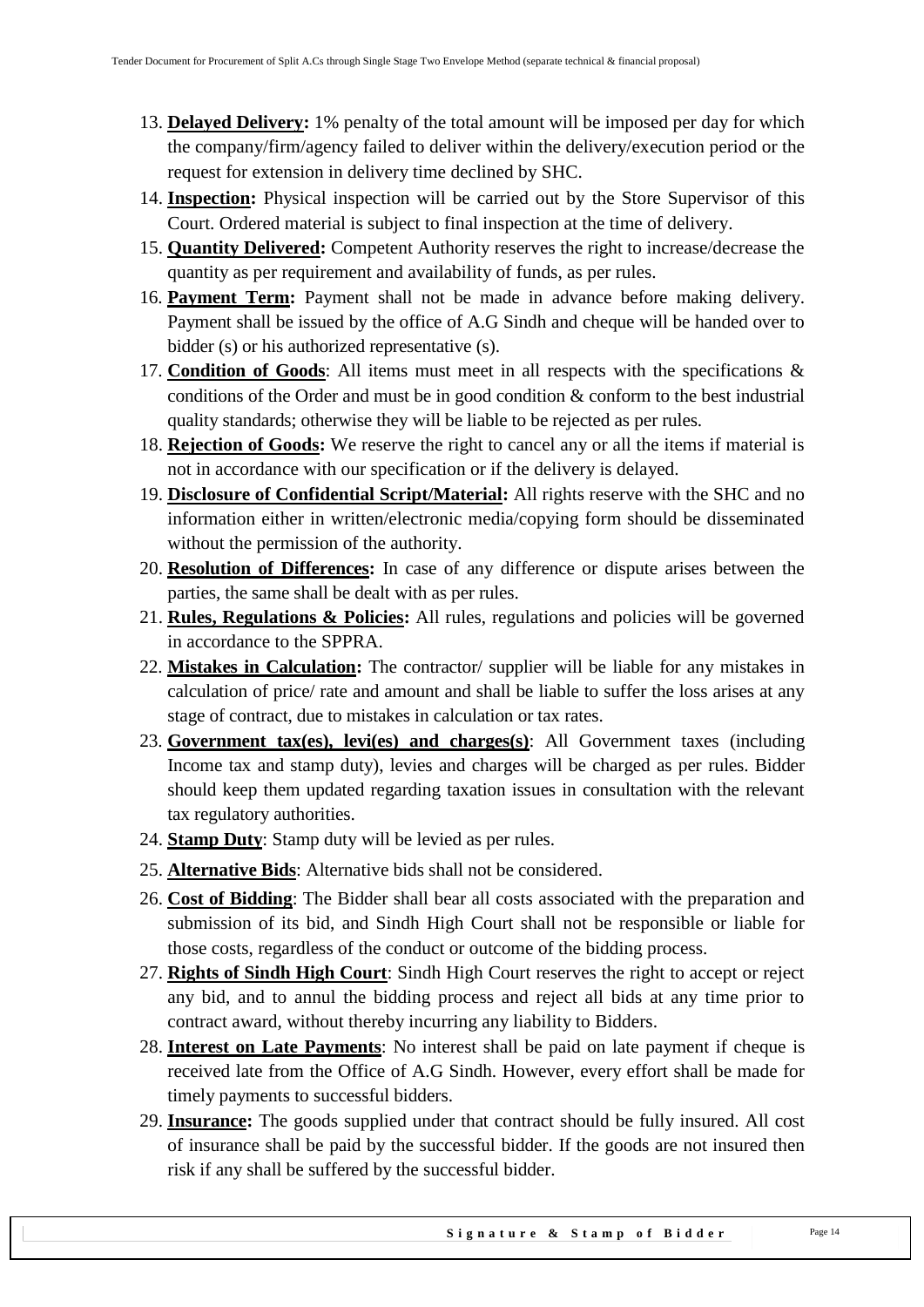13. **Delayed Delivery:** 1% penalty of the total amount will be imposed per day for which the company/firm/agency failed to deliver within the delivery/execution period or the request for extension in delivery time declined by SHC.
14. **Inspection:** Physical inspection will be carried out by the Store Supervisor of this Court. Ordered material is subject to final inspection at the time of delivery.
15. **Quantity Delivered:** Competent Authority reserves the right to increase/decrease the quantity as per requirement and availability of funds, as per rules.
16. **Payment Term:** Payment shall not be made in advance before making delivery. Payment shall be issued by the office of A.G Sindh and cheque will be handed over to bidder (s) or his authorized representative (s).
17. **Condition of Goods**: All items must meet in all respects with the specifications & conditions of the Order and must be in good condition & conform to the best industrial quality standards; otherwise they will be liable to be rejected as per rules.
18. **Rejection of Goods:** We reserve the right to cancel any or all the items if material is not in accordance with our specification or if the delivery is delayed.
19. **Disclosure of Confidential Script/Material:** All rights reserve with the SHC and no information either in written/electronic media/copying form should be disseminated without the permission of the authority.
20. **Resolution of Differences:** In case of any difference or dispute arises between the parties, the same shall be dealt with as per rules.
21. **Rules, Regulations & Policies:** All rules, regulations and policies will be governed in accordance to the SPPRA.
22. **Mistakes in Calculation:** The contractor/ supplier will be liable for any mistakes in calculation of price/ rate and amount and shall be liable to suffer the loss arises at any stage of contract, due to mistakes in calculation or tax rates.
23. **Government tax(es), levi(es) and charges(s)**: All Government taxes (including Income tax and stamp duty), levies and charges will be charged as per rules. Bidder should keep them updated regarding taxation issues in consultation with the relevant tax regulatory authorities.
24. **Stamp Duty**: Stamp duty will be levied as per rules.
25. **Alternative Bids**: Alternative bids shall not be considered.
26. **Cost of Bidding**: The Bidder shall bear all costs associated with the preparation and submission of its bid, and Sindh High Court shall not be responsible or liable for those costs, regardless of the conduct or outcome of the bidding process.
27. **Rights of Sindh High Court**: Sindh High Court reserves the right to accept or reject any bid, and to annul the bidding process and reject all bids at any time prior to contract award, without thereby incurring any liability to Bidders.
28. **Interest on Late Payments**: No interest shall be paid on late payment if cheque is received late from the Office of A.G Sindh. However, every effort shall be made for timely payments to successful bidders.
29. **Insurance:** The goods supplied under that contract should be fully insured. All cost of insurance shall be paid by the successful bidder. If the goods are not insured then risk if any shall be suffered by the successful bidder.

**Signature & Stamp of Bidder**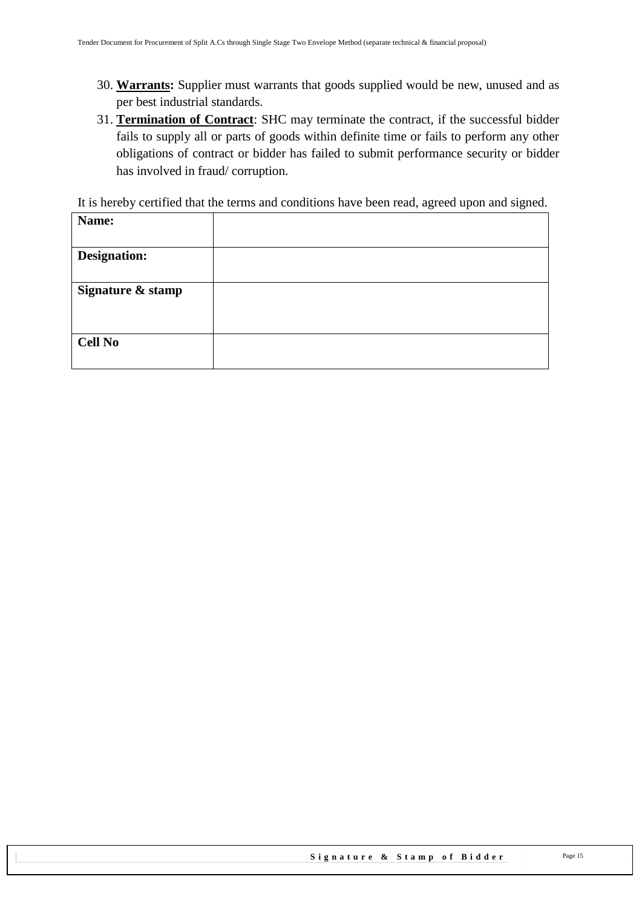30. **Warrants:** Supplier must warrants that goods supplied would be new, unused and as per best industrial standards.
31. **Termination of Contract**: SHC may terminate the contract, if the successful bidder fails to supply all or parts of goods within definite time or fails to perform any other obligations of contract or bidder has failed to submit performance security or bidder has involved in fraud/ corruption.

It is hereby certified that the terms and conditions have been read, agreed upon and signed.

| **Name:** | |
|---|---|
| **Designation:** | |
| **Signature & stamp** | |
| **Cell No** | |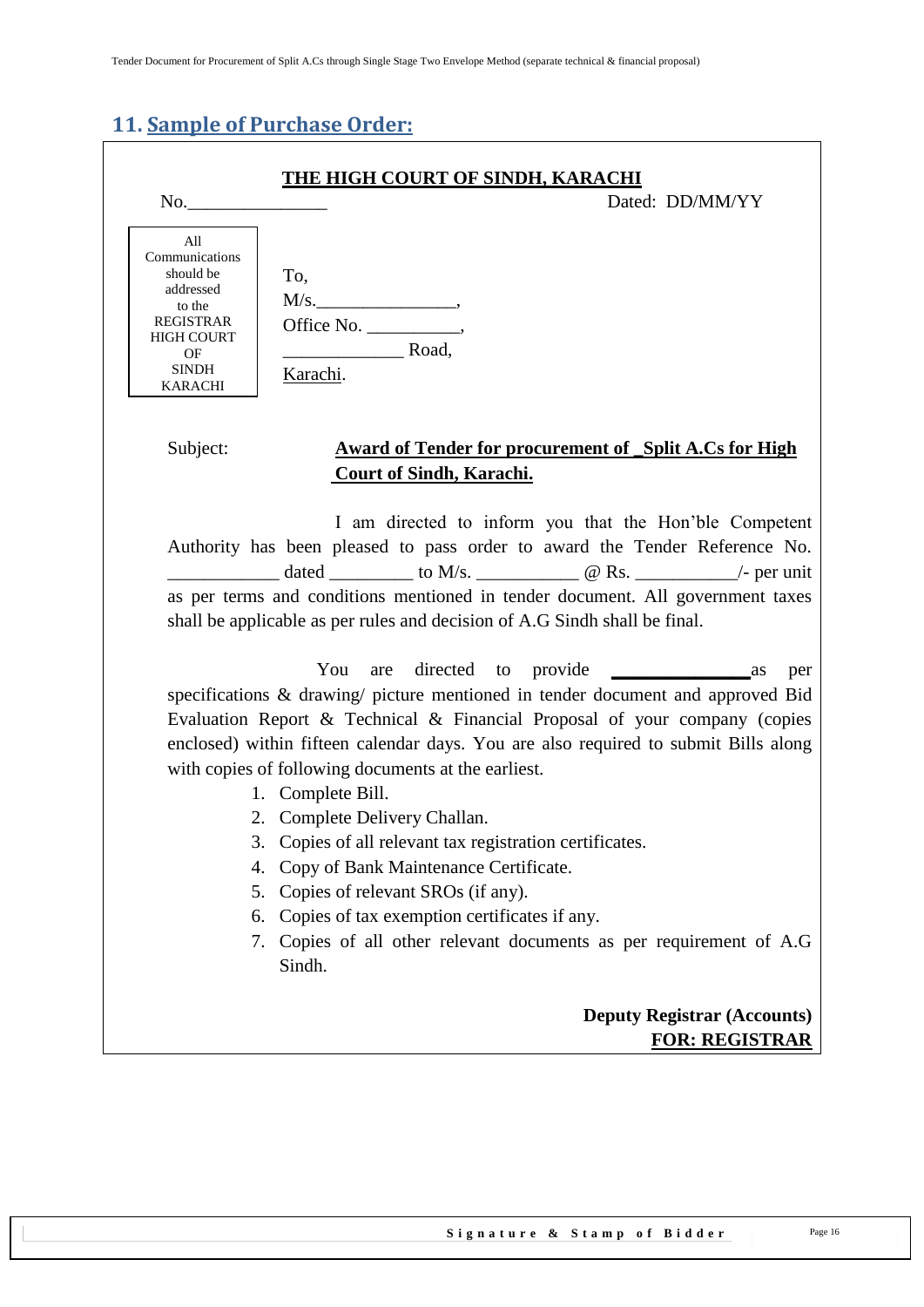## 11. Sample of Purchase Order:

**THE HIGH COURT OF SINDH, KARACHI**

No.______________ Dated: DD/MM/YY

| All Communications should be addressed to the REGISTRAR HIGH COURT OF SINDH KARACHI |
|---|

To,
M/s.______________,
Office No. __________,
____________ Road,
Karachi.

Subject: **Award of Tender for procurement of _Split A.Cs for High Court of Sindh, Karachi.**

I am directed to inform you that the Hon'ble Competent Authority has been pleased to pass order to award the Tender Reference No. ___________ dated ________ to M/s. __________ @ Rs. __________/- per unit as per terms and conditions mentioned in tender document. All government taxes shall be applicable as per rules and decision of A.G Sindh shall be final.

You are directed to provide **______________** as per specifications & drawing/ picture mentioned in tender document and approved Bid Evaluation Report & Technical & Financial Proposal of your company (copies enclosed) within fifteen calendar days. You are also required to submit Bills along with copies of following documents at the earliest.

1. Complete Bill.
2. Complete Delivery Challan.
3. Copies of all relevant tax registration certificates.
4. Copy of Bank Maintenance Certificate.
5. Copies of relevant SROs (if any).
6. Copies of tax exemption certificates if any.
7. Copies of all other relevant documents as per requirement of A.G Sindh.

**Deputy Registrar (Accounts)**
**FOR: REGISTRAR**

Signature & Stamp of Bidder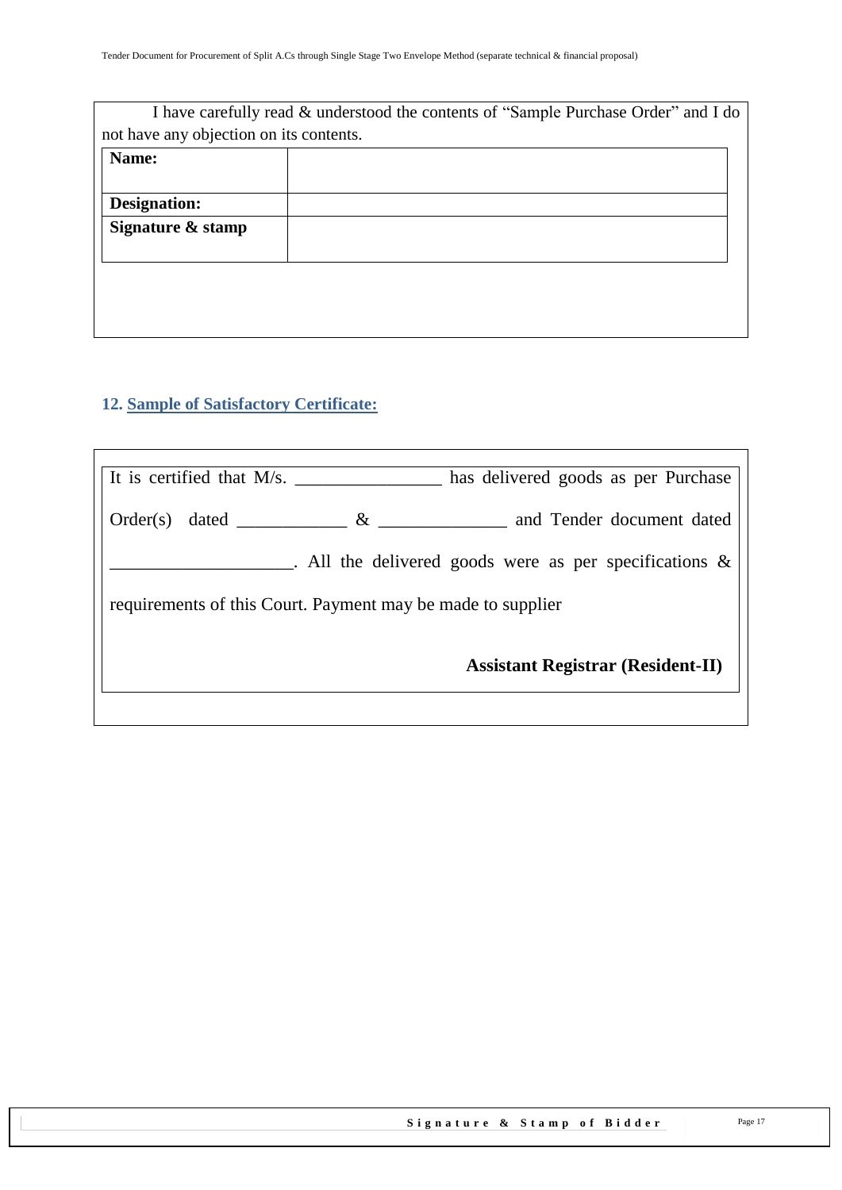I have carefully read & understood the contents of "Sample Purchase Order" and I do not have any objection on its contents.

| Name: | |
|---|---|
| Designation: | |
| Signature & stamp | |

## 12. Sample of Satisfactory Certificate:

It is certified that M/s. ________________ has delivered goods as per Purchase Order(s) dated ____________ & ______________ and Tender document dated ____________________. All the delivered goods were as per specifications & requirements of this Court. Payment may be made to supplier

**Assistant Registrar (Resident-II)**

**Signature & Stamp of Bidder**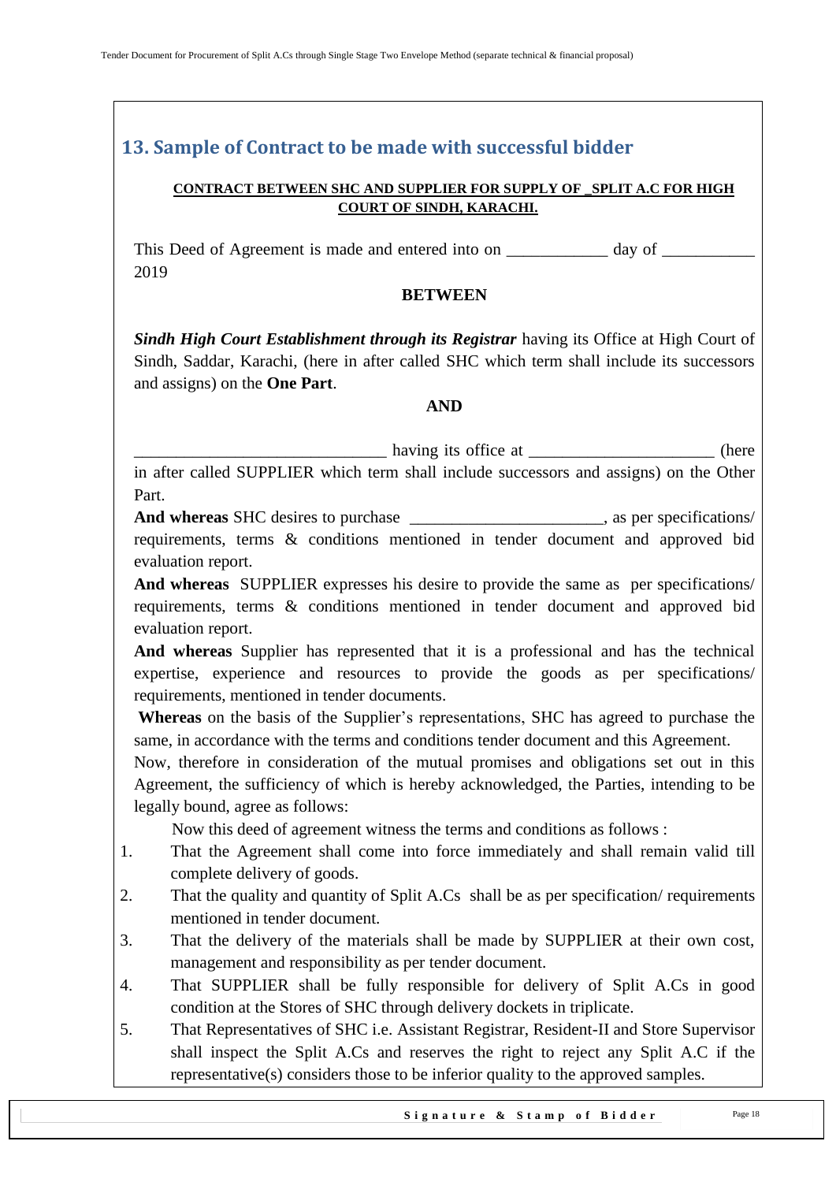## 13. Sample of Contract to be made with successful bidder

**CONTRACT BETWEEN SHC AND SUPPLIER FOR SUPPLY OF _SPLIT A.C FOR HIGH COURT OF SINDH, KARACHI.**

This Deed of Agreement is made and entered into on ____________ day of ___________ 2019

**BETWEEN**

***Sindh High Court Establishment through its Registrar*** having its Office at High Court of Sindh, Saddar, Karachi, (here in after called SHC which term shall include its successors and assigns) on the **One Part**.

**AND**

______________________________ having its office at ______________________ (here in after called SUPPLIER which term shall include successors and assigns) on the Other Part.

**And whereas** SHC desires to purchase _______________________, as per specifications/ requirements, terms & conditions mentioned in tender document and approved bid evaluation report.

**And whereas** SUPPLIER expresses his desire to provide the same as per specifications/ requirements, terms & conditions mentioned in tender document and approved bid evaluation report.

**And whereas** Supplier has represented that it is a professional and has the technical expertise, experience and resources to provide the goods as per specifications/ requirements, mentioned in tender documents.

**Whereas** on the basis of the Supplier's representations, SHC has agreed to purchase the same, in accordance with the terms and conditions tender document and this Agreement.

Now, therefore in consideration of the mutual promises and obligations set out in this Agreement, the sufficiency of which is hereby acknowledged, the Parties, intending to be legally bound, agree as follows:

Now this deed of agreement witness the terms and conditions as follows :

1. That the Agreement shall come into force immediately and shall remain valid till complete delivery of goods.
2. That the quality and quantity of Split A.Cs shall be as per specification/ requirements mentioned in tender document.
3. That the delivery of the materials shall be made by SUPPLIER at their own cost, management and responsibility as per tender document.
4. That SUPPLIER shall be fully responsible for delivery of Split A.Cs in good condition at the Stores of SHC through delivery dockets in triplicate.
5. That Representatives of SHC i.e. Assistant Registrar, Resident-II and Store Supervisor shall inspect the Split A.Cs and reserves the right to reject any Split A.C if the representative(s) considers those to be inferior quality to the approved samples.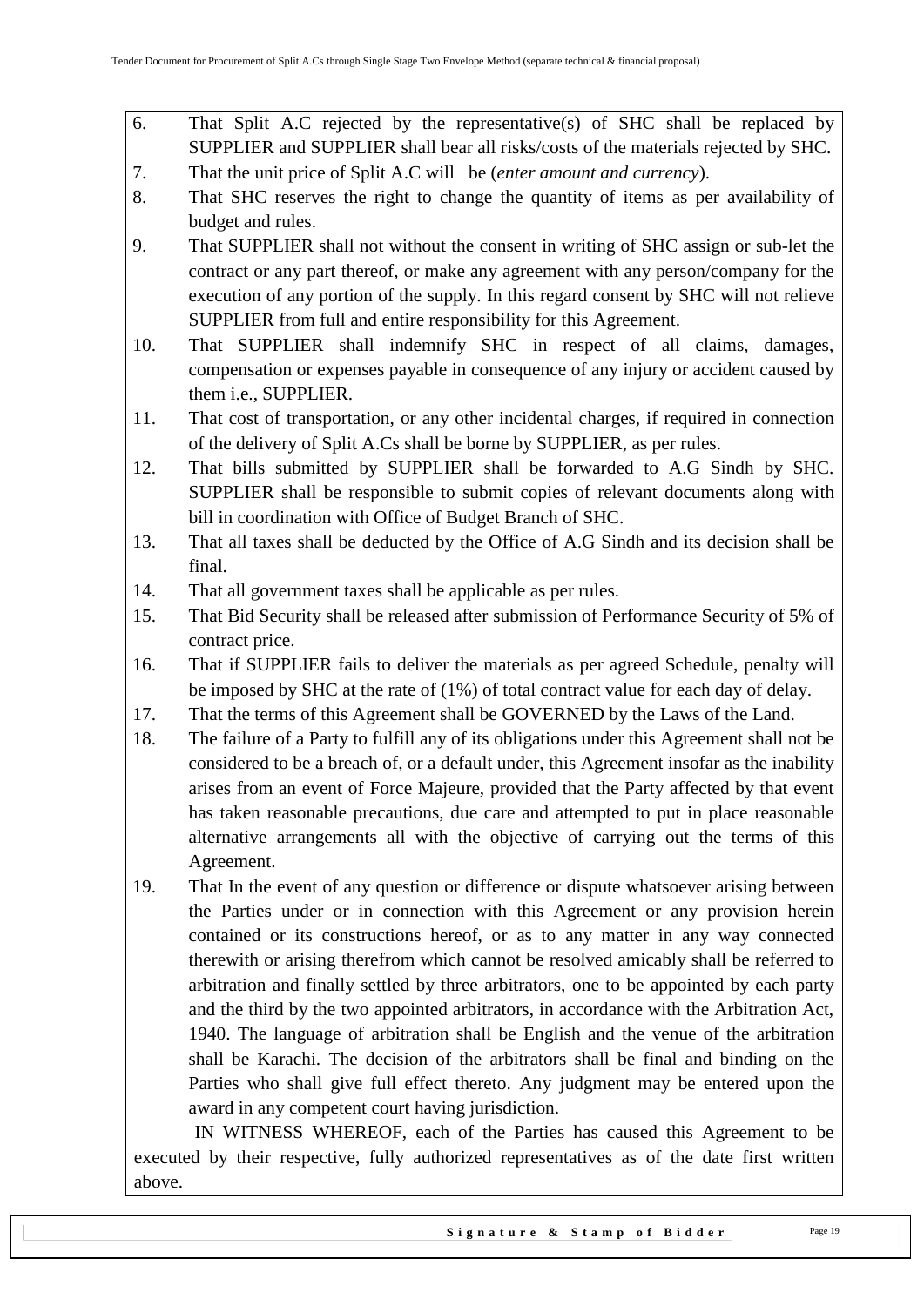6. That Split A.C rejected by the representative(s) of SHC shall be replaced by SUPPLIER and SUPPLIER shall bear all risks/costs of the materials rejected by SHC.
7. That the unit price of Split A.C will be (*enter amount and currency*).
8. That SHC reserves the right to change the quantity of items as per availability of budget and rules.
9. That SUPPLIER shall not without the consent in writing of SHC assign or sub-let the contract or any part thereof, or make any agreement with any person/company for the execution of any portion of the supply. In this regard consent by SHC will not relieve SUPPLIER from full and entire responsibility for this Agreement.
10. That SUPPLIER shall indemnify SHC in respect of all claims, damages, compensation or expenses payable in consequence of any injury or accident caused by them i.e., SUPPLIER.
11. That cost of transportation, or any other incidental charges, if required in connection of the delivery of Split A.Cs shall be borne by SUPPLIER, as per rules.
12. That bills submitted by SUPPLIER shall be forwarded to A.G Sindh by SHC. SUPPLIER shall be responsible to submit copies of relevant documents along with bill in coordination with Office of Budget Branch of SHC.
13. That all taxes shall be deducted by the Office of A.G Sindh and its decision shall be final.
14. That all government taxes shall be applicable as per rules.
15. That Bid Security shall be released after submission of Performance Security of 5% of contract price.
16. That if SUPPLIER fails to deliver the materials as per agreed Schedule, penalty will be imposed by SHC at the rate of (1%) of total contract value for each day of delay.
17. That the terms of this Agreement shall be GOVERNED by the Laws of the Land.
18. The failure of a Party to fulfill any of its obligations under this Agreement shall not be considered to be a breach of, or a default under, this Agreement insofar as the inability arises from an event of Force Majeure, provided that the Party affected by that event has taken reasonable precautions, due care and attempted to put in place reasonable alternative arrangements all with the objective of carrying out the terms of this Agreement.
19. That In the event of any question or difference or dispute whatsoever arising between the Parties under or in connection with this Agreement or any provision herein contained or its constructions hereof, or as to any matter in any way connected therewith or arising therefrom which cannot be resolved amicably shall be referred to arbitration and finally settled by three arbitrators, one to be appointed by each party and the third by the two appointed arbitrators, in accordance with the Arbitration Act, 1940. The language of arbitration shall be English and the venue of the arbitration shall be Karachi. The decision of the arbitrators shall be final and binding on the Parties who shall give full effect thereto. Any judgment may be entered upon the award in any competent court having jurisdiction.

IN WITNESS WHEREOF, each of the Parties has caused this Agreement to be executed by their respective, fully authorized representatives as of the date first written above.

**Signature & Stamp of Bidder**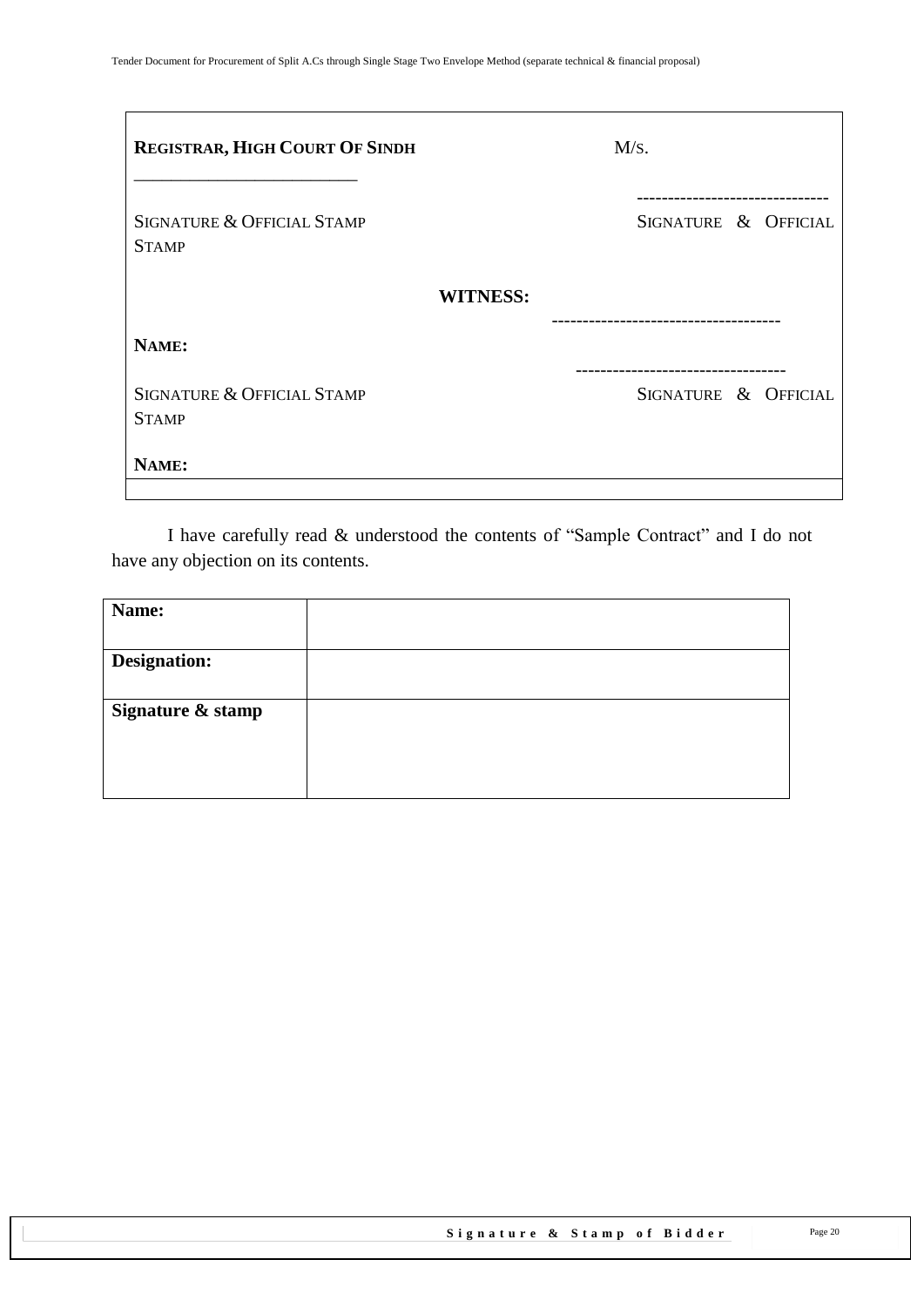| **REGISTRAR, HIGH COURT OF SINDH** | M/S. |
|---|---|
| ___________________________ | ------------------------------- |
| SIGNATURE & OFFICIAL STAMP | SIGNATURE & OFFICIAL STAMP |
| **WITNESS:** | |
| **NAME:** | ------------------------------------ |
| | ---------------------------------- |
| SIGNATURE & OFFICIAL STAMP | SIGNATURE & OFFICIAL STAMP |
| **NAME:** | |

I have carefully read & understood the contents of "Sample Contract" and I do not have any objection on its contents.

| **Name:** | |
|---|---|
| **Designation:** | |
| **Signature & stamp** | |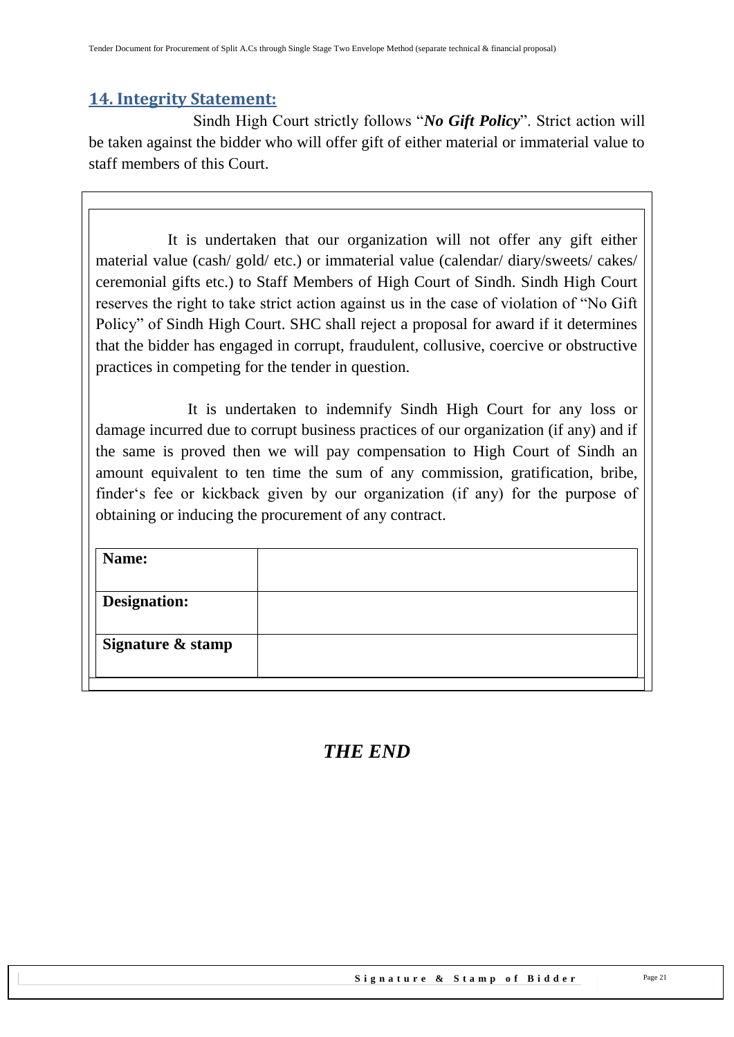## 14. Integrity Statement:

Sindh High Court strictly follows "***No Gift Policy***". Strict action will be taken against the bidder who will offer gift of either material or immaterial value to staff members of this Court.

It is undertaken that our organization will not offer any gift either material value (cash/ gold/ etc.) or immaterial value (calendar/ diary/sweets/ cakes/ ceremonial gifts etc.) to Staff Members of High Court of Sindh. Sindh High Court reserves the right to take strict action against us in the case of violation of "No Gift Policy" of Sindh High Court. SHC shall reject a proposal for award if it determines that the bidder has engaged in corrupt, fraudulent, collusive, coercive or obstructive practices in competing for the tender in question.

It is undertaken to indemnify Sindh High Court for any loss or damage incurred due to corrupt business practices of our organization (if any) and if the same is proved then we will pay compensation to High Court of Sindh an amount equivalent to ten time the sum of any commission, gratification, bribe, finder's fee or kickback given by our organization (if any) for the purpose of obtaining or inducing the procurement of any contract.

| | |
|---|---|
| **Name:** | |
| **Designation:** | |
| **Signature & stamp** | |

***THE END***

**Signature & Stamp of Bidder**